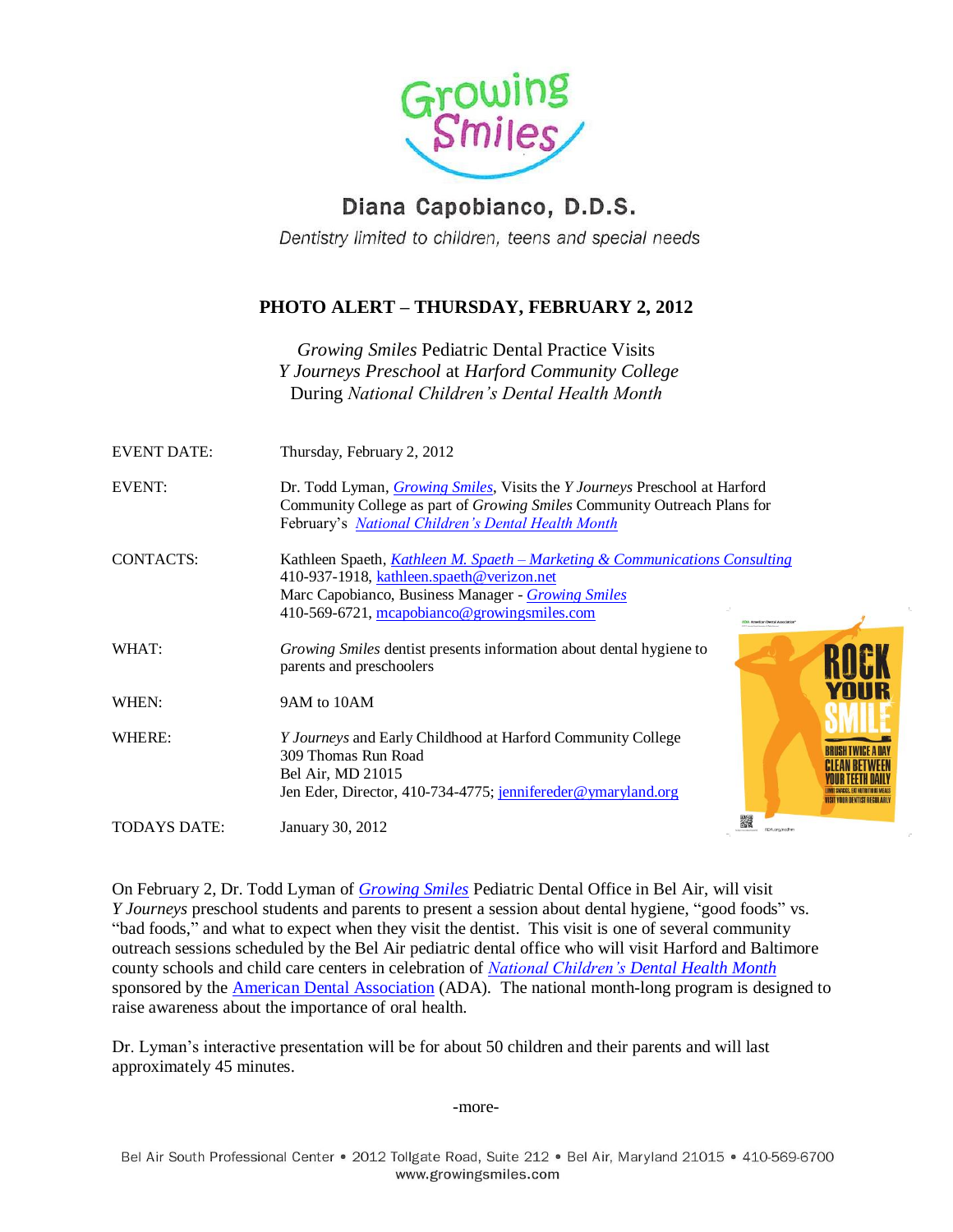# Growing Smiles

## Diana Capobianco, D.D.S.

*Dentistry limited to children, teens and special needs*

## PHOTO ALERT – THURSDAY, FEBRUARY 2, 2012

*Growing Smiles* Pediatric Dental Practice Visits
*Y Journeys Preschool* at *Harford Community College*
During *National Children's Dental Health Month*

| | |
|---|---|
| EVENT DATE: | Thursday, February 2, 2012 |
| EVENT: | Dr. Todd Lyman, *Growing Smiles*, Visits the *Y Journeys* Preschool at Harford Community College as part of *Growing Smiles* Community Outreach Plans for February's *National Children's Dental Health Month* |
| CONTACTS: | Kathleen Spaeth, *Kathleen M. Spaeth – Marketing & Communications Consulting* 410-937-1918, kathleen.spaeth@verizon.net<br>Marc Capobianco, Business Manager - *Growing Smiles* 410-569-6721, mcapobianco@growingsmiles.com |
| WHAT: | *Growing Smiles* dentist presents information about dental hygiene to parents and preschoolers |
| WHEN: | 9AM to 10AM |
| WHERE: | *Y Journeys* and Early Childhood at Harford Community College<br>309 Thomas Run Road<br>Bel Air, MD 21015<br>Jen Eder, Director, 410-734-4775; jennifereder@ymaryland.org |
| TODAYS DATE: | January 30, 2012 |

On February 2, Dr. Todd Lyman of *Growing Smiles* Pediatric Dental Office in Bel Air, will visit *Y Journeys* preschool students and parents to present a session about dental hygiene, "good foods" vs. "bad foods," and what to expect when they visit the dentist. This visit is one of several community outreach sessions scheduled by the Bel Air pediatric dental office who will visit Harford and Baltimore county schools and child care centers in celebration of *National Children's Dental Health Month* sponsored by the American Dental Association (ADA). The national month-long program is designed to raise awareness about the importance of oral health.

Dr. Lyman's interactive presentation will be for about 50 children and their parents and will last approximately 45 minutes.

-more-

Bel Air South Professional Center • 2012 Tollgate Road, Suite 212 • Bel Air, Maryland 21015 • 410-569-6700
www.growingsmiles.com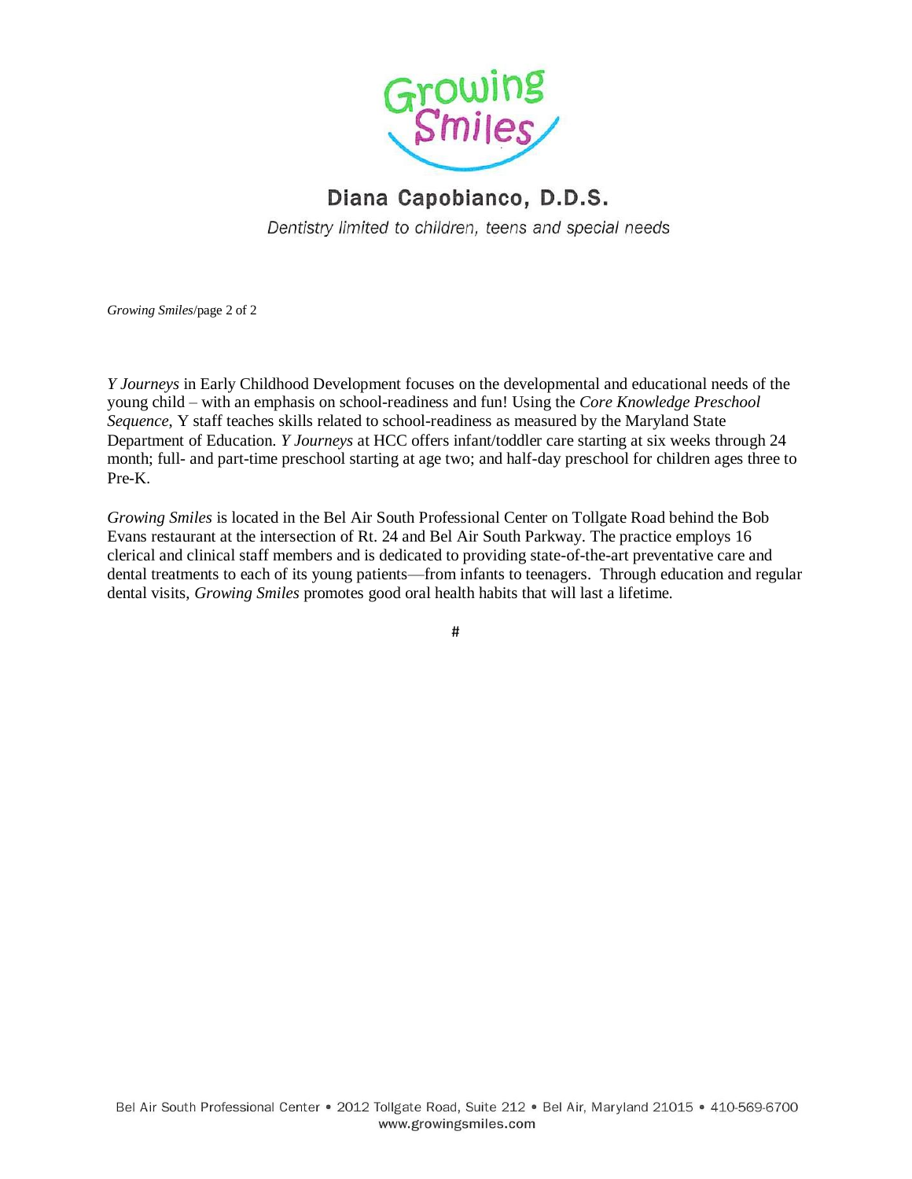Growing Smiles

Diana Capobianco, D.D.S.

*Dentistry limited to children, teens and special needs*

*Y Journeys* in Early Childhood Development focuses on the developmental and educational needs of the young child – with an emphasis on school-readiness and fun! Using the *Core Knowledge Preschool Sequence*, Y staff teaches skills related to school-readiness as measured by the Maryland State Department of Education. *Y Journeys* at HCC offers infant/toddler care starting at six weeks through 24 month; full- and part-time preschool starting at age two; and half-day preschool for children ages three to Pre-K.

*Growing Smiles* is located in the Bel Air South Professional Center on Tollgate Road behind the Bob Evans restaurant at the intersection of Rt. 24 and Bel Air South Parkway. The practice employs 16 clerical and clinical staff members and is dedicated to providing state-of-the-art preventative care and dental treatments to each of its young patients—from infants to teenagers. Through education and regular dental visits, *Growing Smiles* promotes good oral health habits that will last a lifetime.

#

Bel Air South Professional Center • 2012 Tollgate Road, Suite 212 • Bel Air, Maryland 21015 • 410-569-6700
www.growingsmiles.com